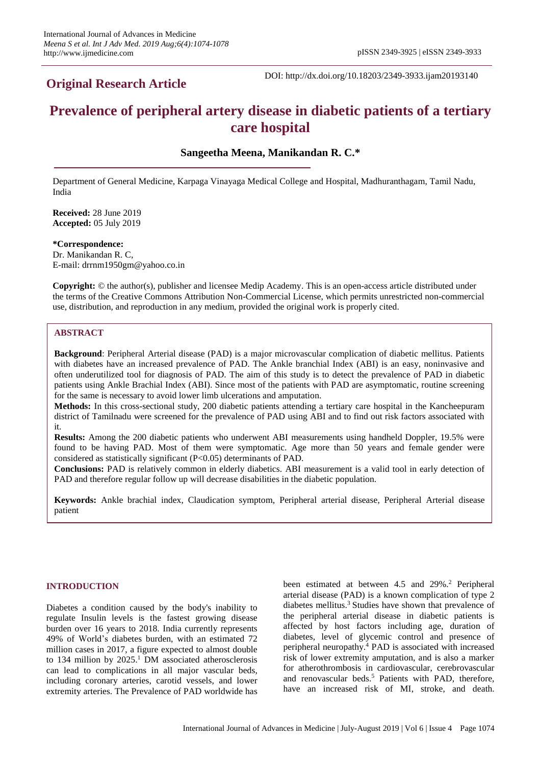## Original Research Article

DOI: http://dx.doi.org/10.18203/2349-3933.ijam20193140

# Prevalence of peripheral artery disease in diabetic patients of a tertiary care hospital

**Sangeetha Meena, Manikandan R. C.***

Department of General Medicine, Karpaga Vinayaga Medical College and Hospital, Madhuranthagam, Tamil Nadu, India

**Received:** 28 June 2019
**Accepted:** 05 July 2019

**\*Correspondence:**
Dr. Manikandan R. C,
E-mail: drrnm1950gm@yahoo.co.in

**Copyright:** © the author(s), publisher and licensee Medip Academy. This is an open-access article distributed under the terms of the Creative Commons Attribution Non-Commercial License, which permits unrestricted non-commercial use, distribution, and reproduction in any medium, provided the original work is properly cited.

### ABSTRACT

**Background**: Peripheral Arterial disease (PAD) is a major microvascular complication of diabetic mellitus. Patients with diabetes have an increased prevalence of PAD. The Ankle branchial Index (ABI) is an easy, noninvasive and often underutilized tool for diagnosis of PAD. The aim of this study is to detect the prevalence of PAD in diabetic patients using Ankle Brachial Index (ABI). Since most of the patients with PAD are asymptomatic, routine screening for the same is necessary to avoid lower limb ulcerations and amputation.

**Methods:** In this cross-sectional study, 200 diabetic patients attending a tertiary care hospital in the Kancheepuram district of Tamilnadu were screened for the prevalence of PAD using ABI and to find out risk factors associated with it.

**Results:** Among the 200 diabetic patients who underwent ABI measurements using handheld Doppler, 19.5% were found to be having PAD. Most of them were symptomatic. Age more than 50 years and female gender were considered as statistically significant (P<0.05) determinants of PAD.

**Conclusions:** PAD is relatively common in elderly diabetics. ABI measurement is a valid tool in early detection of PAD and therefore regular follow up will decrease disabilities in the diabetic population.

**Keywords:** Ankle brachial index, Claudication symptom, Peripheral arterial disease, Peripheral Arterial disease patient

### INTRODUCTION

Diabetes a condition caused by the body's inability to regulate Insulin levels is the fastest growing disease burden over 16 years to 2018. India currently represents 49% of World's diabetes burden, with an estimated 72 million cases in 2017, a figure expected to almost double to 134 million by 2025.[1] DM associated atherosclerosis can lead to complications in all major vascular beds, including coronary arteries, carotid vessels, and lower extremity arteries. The Prevalence of PAD worldwide has been estimated at between 4.5 and 29%.[2] Peripheral arterial disease (PAD) is a known complication of type 2 diabetes mellitus.[3] Studies have shown that prevalence of the peripheral arterial disease in diabetic patients is affected by host factors including age, duration of diabetes, level of glycemic control and presence of peripheral neuropathy.[4] PAD is associated with increased risk of lower extremity amputation, and is also a marker for atherothrombosis in cardiovascular, cerebrovascular and renovascular beds.[5] Patients with PAD, therefore, have an increased risk of MI, stroke, and death.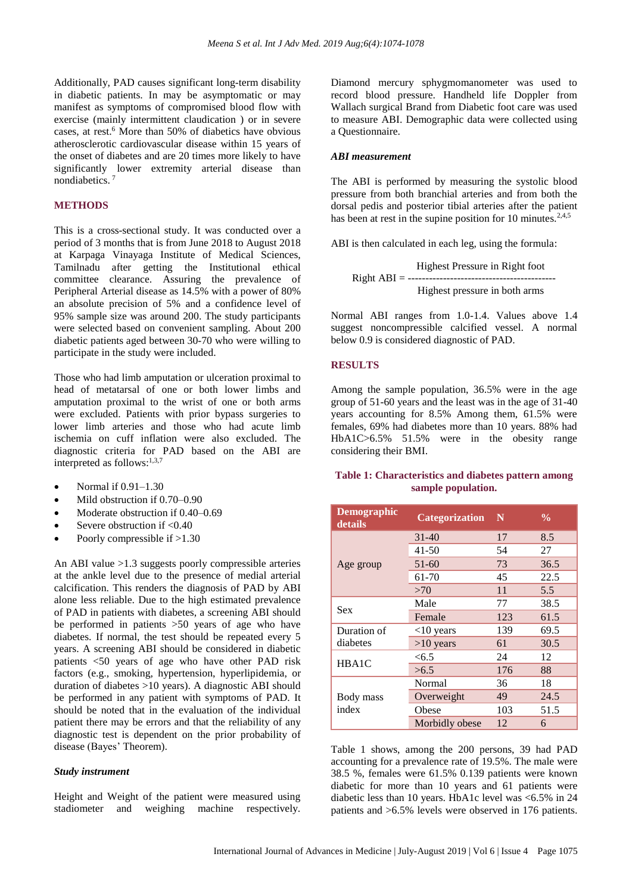Additionally, PAD causes significant long-term disability in diabetic patients. In may be asymptomatic or may manifest as symptoms of compromised blood flow with exercise (mainly intermittent claudication ) or in severe cases, at rest.[6] More than 50% of diabetics have obvious atherosclerotic cardiovascular disease within 15 years of the onset of diabetes and are 20 times more likely to have significantly lower extremity arterial disease than nondiabetics.[7]

## METHODS

This is a cross-sectional study. It was conducted over a period of 3 months that is from June 2018 to August 2018 at Karpaga Vinayaga Institute of Medical Sciences, Tamilnadu after getting the Institutional ethical committee clearance. Assuring the prevalence of Peripheral Arterial disease as 14.5% with a power of 80% an absolute precision of 5% and a confidence level of 95% sample size was around 200. The study participants were selected based on convenient sampling. About 200 diabetic patients aged between 30-70 who were willing to participate in the study were included.

Those who had limb amputation or ulceration proximal to head of metatarsal of one or both lower limbs and amputation proximal to the wrist of one or both arms were excluded. Patients with prior bypass surgeries to lower limb arteries and those who had acute limb ischemia on cuff inflation were also excluded. The diagnostic criteria for PAD based on the ABI are interpreted as follows:[1,3,7]

- Normal if 0.91–1.30
- Mild obstruction if 0.70–0.90
- Moderate obstruction if 0.40–0.69
- Severe obstruction if <0.40
- Poorly compressible if >1.30

An ABI value >1.3 suggests poorly compressible arteries at the ankle level due to the presence of medial arterial calcification. This renders the diagnosis of PAD by ABI alone less reliable. Due to the high estimated prevalence of PAD in patients with diabetes, a screening ABI should be performed in patients >50 years of age who have diabetes. If normal, the test should be repeated every 5 years. A screening ABI should be considered in diabetic patients <50 years of age who have other PAD risk factors (e.g., smoking, hypertension, hyperlipidemia, or duration of diabetes >10 years). A diagnostic ABI should be performed in any patient with symptoms of PAD. It should be noted that in the evaluation of the individual patient there may be errors and that the reliability of any diagnostic test is dependent on the prior probability of disease (Bayes' Theorem).

### *Study instrument*

Height and Weight of the patient were measured using stadiometer and weighing machine respectively. Diamond mercury sphygmomanometer was used to record blood pressure. Handheld life Doppler from Wallach surgical Brand from Diabetic foot care was used to measure ABI. Demographic data were collected using a Questionnaire.

### *ABI measurement*

The ABI is performed by measuring the systolic blood pressure from both branchial arteries and from both the dorsal pedis and posterior tibial arteries after the patient has been at rest in the supine position for 10 minutes.[2,4,5]

ABI is then calculated in each leg, using the formula:

$$\text{Right ABI} = \frac{\text{Highest Pressure in Right foot}}{\text{Highest pressure in both arms}}$$

Normal ABI ranges from 1.0-1.4. Values above 1.4 suggest noncompressible calcified vessel. A normal below 0.9 is considered diagnostic of PAD.

## RESULTS

Among the sample population, 36.5% were in the age group of 51-60 years and the least was in the age of 31-40 years accounting for 8.5% Among them, 61.5% were females, 69% had diabetes more than 10 years. 88% had HbA1C>6.5% 51.5% were in the obesity range considering their BMI.

**Table 1: Characteristics and diabetes pattern among sample population.**

| Demographic details | Categorization | N | % |
|---|---|---|---|
| Age group | 31-40 | 17 | 8.5 |
| | 41-50 | 54 | 27 |
| | 51-60 | 73 | 36.5 |
| | 61-70 | 45 | 22.5 |
| | >70 | 11 | 5.5 |
| Sex | Male | 77 | 38.5 |
| | Female | 123 | 61.5 |
| Duration of diabetes | <10 years | 139 | 69.5 |
| | >10 years | 61 | 30.5 |
| HBA1C | <6.5 | 24 | 12 |
| | >6.5 | 176 | 88 |
| Body mass index | Normal | 36 | 18 |
| | Overweight | 49 | 24.5 |
| | Obese | 103 | 51.5 |
| | Morbidly obese | 12 | 6 |

Table 1 shows, among the 200 persons, 39 had PAD accounting for a prevalence rate of 19.5%. The male were 38.5 %, females were 61.5% 0.139 patients were known diabetic for more than 10 years and 61 patients were diabetic less than 10 years. HbA1c level was <6.5% in 24 patients and >6.5% levels were observed in 176 patients.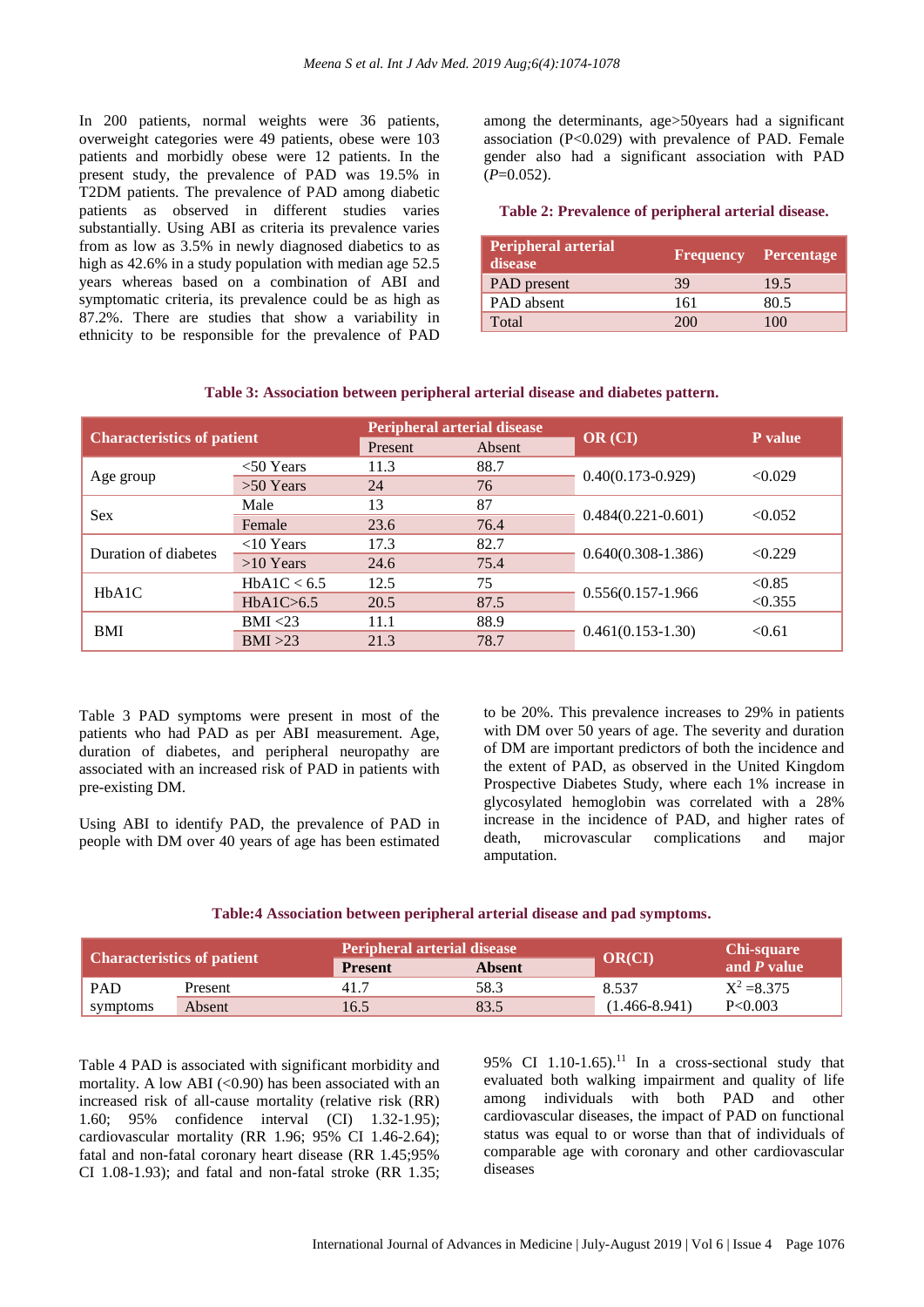In 200 patients, normal weights were 36 patients, overweight categories were 49 patients, obese were 103 patients and morbidly obese were 12 patients. In the present study, the prevalence of PAD was 19.5% in T2DM patients. The prevalence of PAD among diabetic patients as observed in different studies varies substantially. Using ABI as criteria its prevalence varies from as low as 3.5% in newly diagnosed diabetics to as high as 42.6% in a study population with median age 52.5 years whereas based on a combination of ABI and symptomatic criteria, its prevalence could be as high as 87.2%. There are studies that show a variability in ethnicity to be responsible for the prevalence of PAD among the determinants, age>50years had a significant association (P<0.029) with prevalence of PAD. Female gender also had a significant association with PAD (*P*=0.052).

**Table 2: Prevalence of peripheral arterial disease.**

| Peripheral arterial disease | Frequency | Percentage |
|---|---|---|
| PAD present | 39 | 19.5 |
| PAD absent | 161 | 80.5 |
| Total | 200 | 100 |

**Table 3: Association between peripheral arterial disease and diabetes pattern.**

| Characteristics of patient | | Peripheral arterial disease | | OR (CI) | P value |
|---|---|---|---|---|---|
| | | Present | Absent | | |
| Age group | <50 Years | 11.3 | 88.7 | 0.40(0.173-0.929) | <0.029 |
| | >50 Years | 24 | 76 | | |
| Sex | Male | 13 | 87 | 0.484(0.221-0.601) | <0.052 |
| | Female | 23.6 | 76.4 | | |
| Duration of diabetes | <10 Years | 17.3 | 82.7 | 0.640(0.308-1.386) | <0.229 |
| | >10 Years | 24.6 | 75.4 | | |
| HbA1C | HbA1C < 6.5 | 12.5 | 75 | 0.556(0.157-1.966 | <0.85 |
| | HbA1C>6.5 | 20.5 | 87.5 | | <0.355 |
| BMI | BMI <23 | 11.1 | 88.9 | 0.461(0.153-1.30) | <0.61 |
| | BMI >23 | 21.3 | 78.7 | | |

Table 3 PAD symptoms were present in most of the patients who had PAD as per ABI measurement. Age, duration of diabetes, and peripheral neuropathy are associated with an increased risk of PAD in patients with pre-existing DM.

Using ABI to identify PAD, the prevalence of PAD in people with DM over 40 years of age has been estimated to be 20%. This prevalence increases to 29% in patients with DM over 50 years of age. The severity and duration of DM are important predictors of both the incidence and the extent of PAD, as observed in the United Kingdom Prospective Diabetes Study, where each 1% increase in glycosylated hemoglobin was correlated with a 28% increase in the incidence of PAD, and higher rates of death, microvascular complications and major amputation.

**Table:4 Association between peripheral arterial disease and pad symptoms.**

| Characteristics of patient | | Peripheral arterial disease | | OR(CI) | Chi-square and *P* value |
|---|---|---|---|---|---|
| | | Present | Absent | | |
| PAD symptoms | Present | 41.7 | 58.3 | 8.537 | $X^2$ =8.375 |
| | Absent | 16.5 | 83.5 | (1.466-8.941) | P<0.003 |

Table 4 PAD is associated with significant morbidity and mortality. A low ABI (<0.90) has been associated with an increased risk of all-cause mortality (relative risk (RR) 1.60; 95% confidence interval (CI) 1.32-1.95); cardiovascular mortality (RR 1.96; 95% CI 1.46-2.64); fatal and non-fatal coronary heart disease (RR 1.45;95% CI 1.08-1.93); and fatal and non-fatal stroke (RR 1.35; 95% CI 1.10-1.65).[11] In a cross-sectional study that evaluated both walking impairment and quality of life among individuals with both PAD and other cardiovascular diseases, the impact of PAD on functional status was equal to or worse than that of individuals of comparable age with coronary and other cardiovascular diseases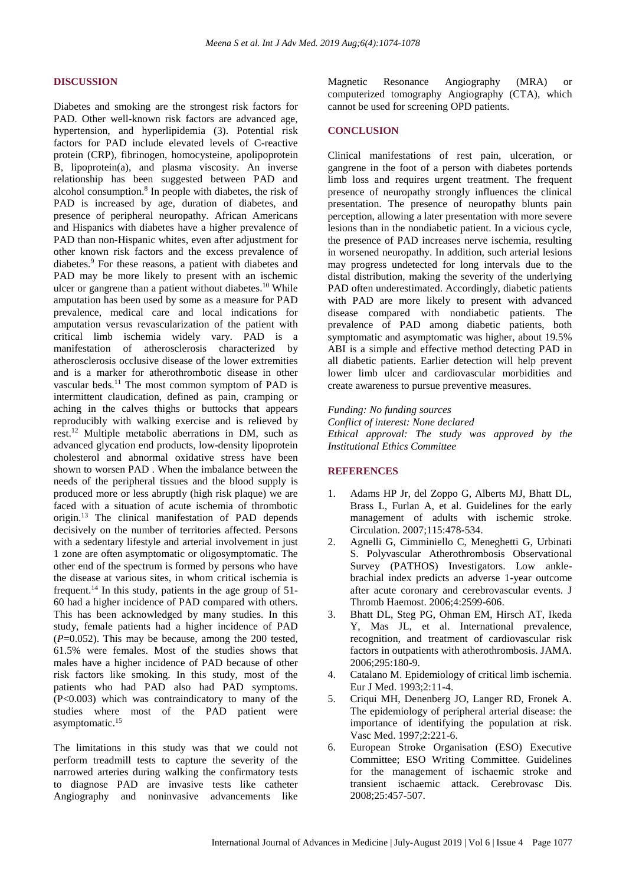## DISCUSSION

Diabetes and smoking are the strongest risk factors for PAD. Other well-known risk factors are advanced age, hypertension, and hyperlipidemia (3). Potential risk factors for PAD include elevated levels of C-reactive protein (CRP), fibrinogen, homocysteine, apolipoprotein B, lipoprotein(a), and plasma viscosity. An inverse relationship has been suggested between PAD and alcohol consumption.[8] In people with diabetes, the risk of PAD is increased by age, duration of diabetes, and presence of peripheral neuropathy. African Americans and Hispanics with diabetes have a higher prevalence of PAD than non-Hispanic whites, even after adjustment for other known risk factors and the excess prevalence of diabetes.[9] For these reasons, a patient with diabetes and PAD may be more likely to present with an ischemic ulcer or gangrene than a patient without diabetes.[10] While amputation has been used by some as a measure for PAD prevalence, medical care and local indications for amputation versus revascularization of the patient with critical limb ischemia widely vary. PAD is a manifestation of atherosclerosis characterized by atherosclerosis occlusive disease of the lower extremities and is a marker for atherothrombotic disease in other vascular beds.[11] The most common symptom of PAD is intermittent claudication, defined as pain, cramping or aching in the calves thighs or buttocks that appears reproducibly with walking exercise and is relieved by rest.[12] Multiple metabolic aberrations in DM, such as advanced glycation end products, low-density lipoprotein cholesterol and abnormal oxidative stress have been shown to worsen PAD . When the imbalance between the needs of the peripheral tissues and the blood supply is produced more or less abruptly (high risk plaque) we are faced with a situation of acute ischemia of thrombotic origin.[13] The clinical manifestation of PAD depends decisively on the number of territories affected. Persons with a sedentary lifestyle and arterial involvement in just 1 zone are often asymptomatic or oligosymptomatic. The other end of the spectrum is formed by persons who have the disease at various sites, in whom critical ischemia is frequent.[14] In this study, patients in the age group of 51-60 had a higher incidence of PAD compared with others. This has been acknowledged by many studies. In this study, female patients had a higher incidence of PAD ($P$=0.052). This may be because, among the 200 tested, 61.5% were females. Most of the studies shows that males have a higher incidence of PAD because of other risk factors like smoking. In this study, most of the patients who had PAD also had PAD symptoms. ($P<0.003$) which was contraindicatory to many of the studies where most of the PAD patient were asymptomatic.[15]

The limitations in this study was that we could not perform treadmill tests to capture the severity of the narrowed arteries during walking the confirmatory tests to diagnose PAD are invasive tests like catheter Angiography and noninvasive advancements like Magnetic Resonance Angiography (MRA) or computerized tomography Angiography (CTA), which cannot be used for screening OPD patients.

## CONCLUSION

Clinical manifestations of rest pain, ulceration, or gangrene in the foot of a person with diabetes portends limb loss and requires urgent treatment. The frequent presence of neuropathy strongly influences the clinical presentation. The presence of neuropathy blunts pain perception, allowing a later presentation with more severe lesions than in the nondiabetic patient. In a vicious cycle, the presence of PAD increases nerve ischemia, resulting in worsened neuropathy. In addition, such arterial lesions may progress undetected for long intervals due to the distal distribution, making the severity of the underlying PAD often underestimated. Accordingly, diabetic patients with PAD are more likely to present with advanced disease compared with nondiabetic patients. The prevalence of PAD among diabetic patients, both symptomatic and asymptomatic was higher, about 19.5% ABI is a simple and effective method detecting PAD in all diabetic patients. Earlier detection will help prevent lower limb ulcer and cardiovascular morbidities and create awareness to pursue preventive measures.

*Funding: No funding sources*
*Conflict of interest: None declared*
*Ethical approval: The study was approved by the Institutional Ethics Committee*

## REFERENCES

1. Adams HP Jr, del Zoppo G, Alberts MJ, Bhatt DL, Brass L, Furlan A, et al. Guidelines for the early management of adults with ischemic stroke. Circulation. 2007;115:478-534.
2. Agnelli G, Cimminiello C, Meneghetti G, Urbinati S. Polyvascular Atherothrombosis Observational Survey (PATHOS) Investigators. Low ankle-brachial index predicts an adverse 1-year outcome after acute coronary and cerebrovascular events. J Thromb Haemost. 2006;4:2599-606.
3. Bhatt DL, Steg PG, Ohman EM, Hirsch AT, Ikeda Y, Mas JL, et al. International prevalence, recognition, and treatment of cardiovascular risk factors in outpatients with atherothrombosis. JAMA. 2006;295:180-9.
4. Catalano M. Epidemiology of critical limb ischemia. Eur J Med. 1993;2:11-4.
5. Criqui MH, Denenberg JO, Langer RD, Fronek A. The epidemiology of peripheral arterial disease: the importance of identifying the population at risk. Vasc Med. 1997;2:221-6.
6. European Stroke Organisation (ESO) Executive Committee; ESO Writing Committee. Guidelines for the management of ischaemic stroke and transient ischaemic attack. Cerebrovasc Dis. 2008;25:457-507.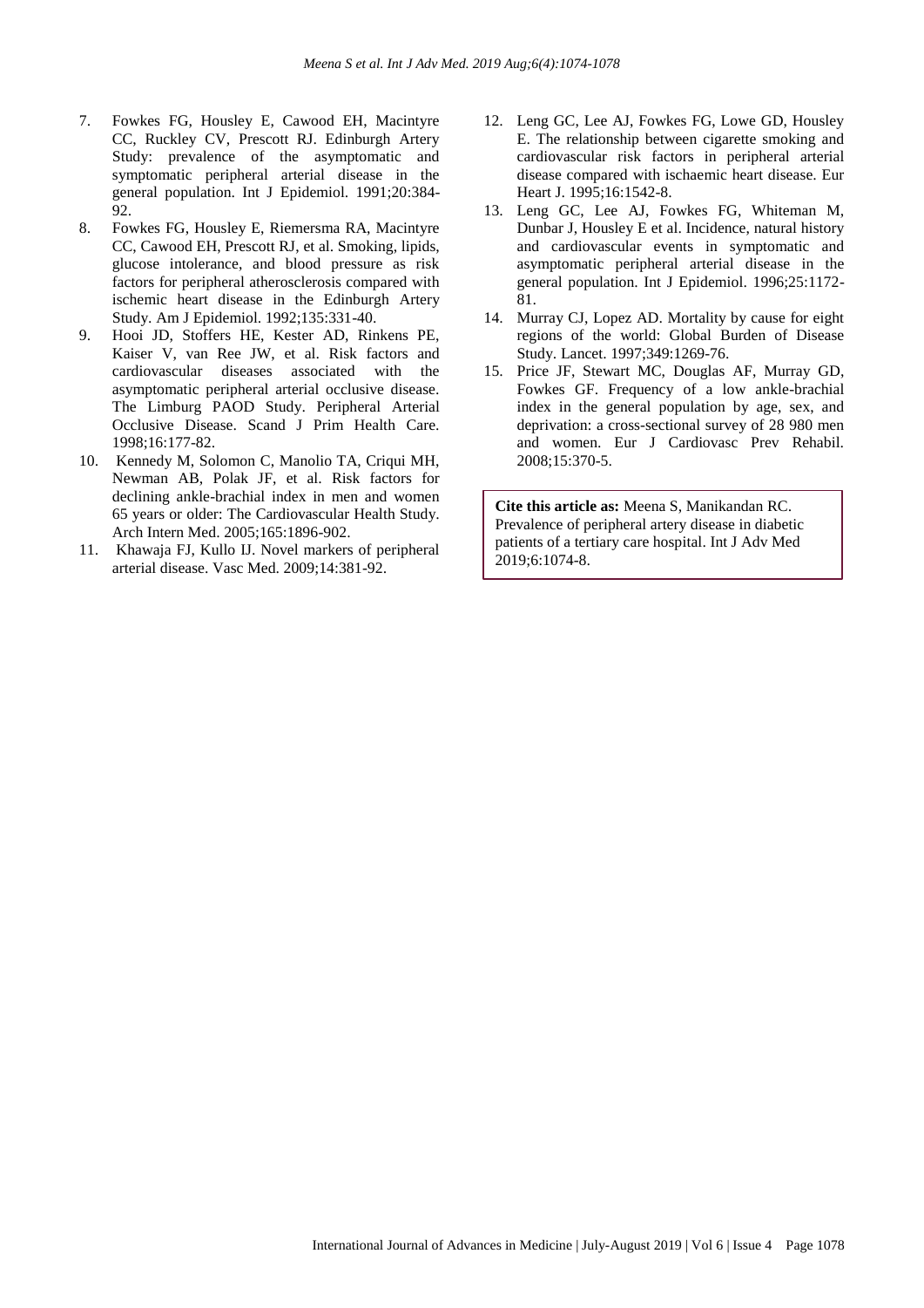7. Fowkes FG, Housley E, Cawood EH, Macintyre CC, Ruckley CV, Prescott RJ. Edinburgh Artery Study: prevalence of the asymptomatic and symptomatic peripheral arterial disease in the general population. Int J Epidemiol. 1991;20:384-92.
8. Fowkes FG, Housley E, Riemersma RA, Macintyre CC, Cawood EH, Prescott RJ, et al. Smoking, lipids, glucose intolerance, and blood pressure as risk factors for peripheral atherosclerosis compared with ischemic heart disease in the Edinburgh Artery Study. Am J Epidemiol. 1992;135:331-40.
9. Hooi JD, Stoffers HE, Kester AD, Rinkens PE, Kaiser V, van Ree JW, et al. Risk factors and cardiovascular diseases associated with the asymptomatic peripheral arterial occlusive disease. The Limburg PAOD Study. Peripheral Arterial Occlusive Disease. Scand J Prim Health Care. 1998;16:177-82.
10. Kennedy M, Solomon C, Manolio TA, Criqui MH, Newman AB, Polak JF, et al. Risk factors for declining ankle-brachial index in men and women 65 years or older: The Cardiovascular Health Study. Arch Intern Med. 2005;165:1896-902.
11. Khawaja FJ, Kullo IJ. Novel markers of peripheral arterial disease. Vasc Med. 2009;14:381-92.
12. Leng GC, Lee AJ, Fowkes FG, Lowe GD, Housley E. The relationship between cigarette smoking and cardiovascular risk factors in peripheral arterial disease compared with ischaemic heart disease. Eur Heart J. 1995;16:1542-8.
13. Leng GC, Lee AJ, Fowkes FG, Whiteman M, Dunbar J, Housley E et al. Incidence, natural history and cardiovascular events in symptomatic and asymptomatic peripheral arterial disease in the general population. Int J Epidemiol. 1996;25:1172-81.
14. Murray CJ, Lopez AD. Mortality by cause for eight regions of the world: Global Burden of Disease Study. Lancet. 1997;349:1269-76.
15. Price JF, Stewart MC, Douglas AF, Murray GD, Fowkes GF. Frequency of a low ankle-brachial index in the general population by age, sex, and deprivation: a cross-sectional survey of 28 980 men and women. Eur J Cardiovasc Prev Rehabil. 2008;15:370-5.

**Cite this article as:** Meena S, Manikandan RC. Prevalence of peripheral artery disease in diabetic patients of a tertiary care hospital. Int J Adv Med 2019;6:1074-8.